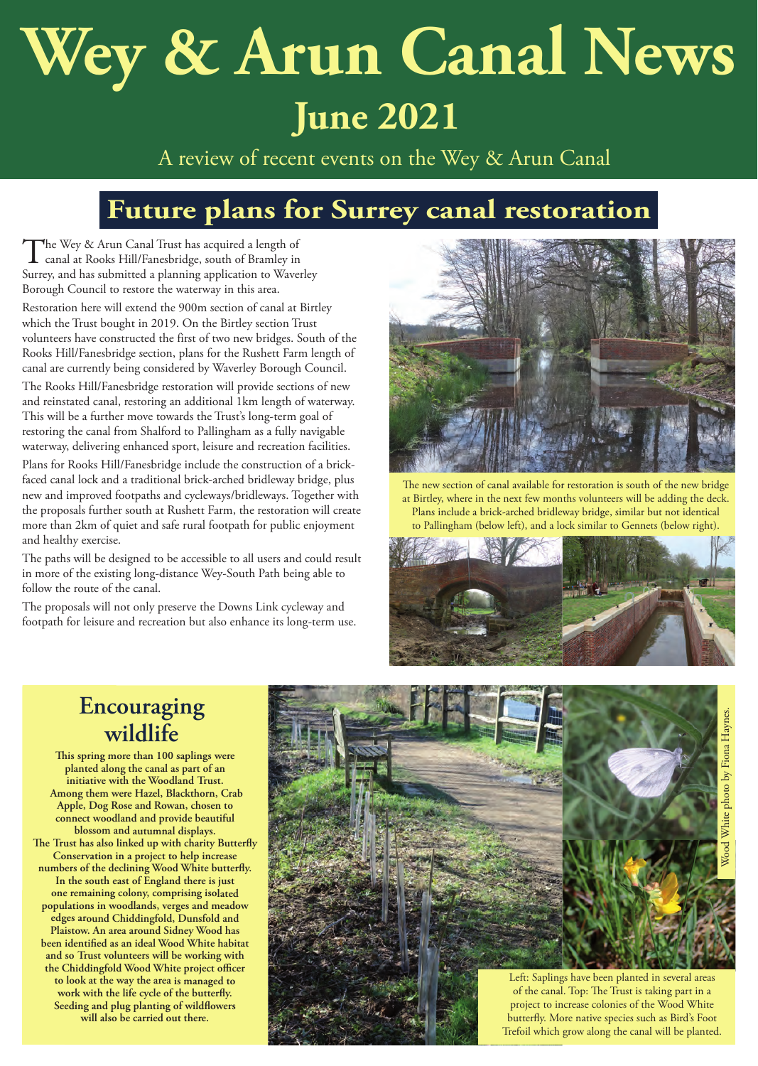# Wey & Arun Canal News

## June 2021

A review of recent events on the Wey & Arun Canal

## Future plans for Surrey canal restoration

The Wey & Arun Canal Trust has acquired a length of canal at Rooks Hill/Fanesbridge, south of Bramley in Surrey, and has submitted a planning application to Waverley Borough Council to restore the waterway in this area.

Restoration here will extend the 900m section of canal at Birtley which the Trust bought in 2019. On the Birtley section Trust volunteers have constructed the first of two new bridges. South of the Rooks Hill/Fanesbridge section, plans for the Rushett Farm length of canal are currently being considered by Waverley Borough Council.

The Rooks Hill/Fanesbridge restoration will provide sections of new and reinstated canal, restoring an additional 1km length of waterway. This will be a further move towards the Trust's long-term goal of restoring the canal from Shalford to Pallingham as a fully navigable waterway, delivering enhanced sport, leisure and recreation facilities.

Plans for Rooks Hill/Fanesbridge include the construction of a brick-faced canal lock and a traditional brick-arched bridleway bridge, plus new and improved footpaths and cycleways/bridleways. Together with the proposals further south at Rushett Farm, the restoration will create more than 2km of quiet and safe rural footpath for public enjoyment and healthy exercise.

The paths will be designed to be accessible to all users and could result in more of the existing long-distance Wey-South Path being able to follow the route of the canal.

The proposals will not only preserve the Downs Link cycleway and footpath for leisure and recreation but also enhance its long-term use.

The new section of canal available for restoration is south of the new bridge at Birtley, where in the next few months volunteers will be adding the deck. Plans include a brick-arched bridleway bridge, similar but not identical to Pallingham (below left), and a lock similar to Gennets (below right).

## Encouraging wildlife

**This spring more than 100 saplings were planted along the canal as part of an initiative with the Woodland Trust. Among them were Hazel, Blackthorn, Crab Apple, Dog Rose and Rowan, chosen to connect woodland and provide beautiful blossom and autumnal displays.**

**The Trust has also linked up with charity Butterfly Conservation in a project to help increase numbers of the declining Wood White butterfly. In the south east of England there is just one remaining colony, comprising isolated populations in woodlands, verges and meadow edges around Chiddingfold, Dunsfold and Plaistow. An area around Sidney Wood has been identified as an ideal Wood White habitat and so Trust volunteers will be working with the Chiddingfold Wood White project officer to look at the way the area is managed to work with the life cycle of the butterfly. Seeding and plug planting of wildflowers will also be carried out there.**

Left: Saplings have been planted in several areas of the canal. Top: The Trust is taking part in a project to increase colonies of the Wood White butterfly. More native species such as Bird's Foot Trefoil which grow along the canal will be planted.

Wood White photo by Fiona Haynes.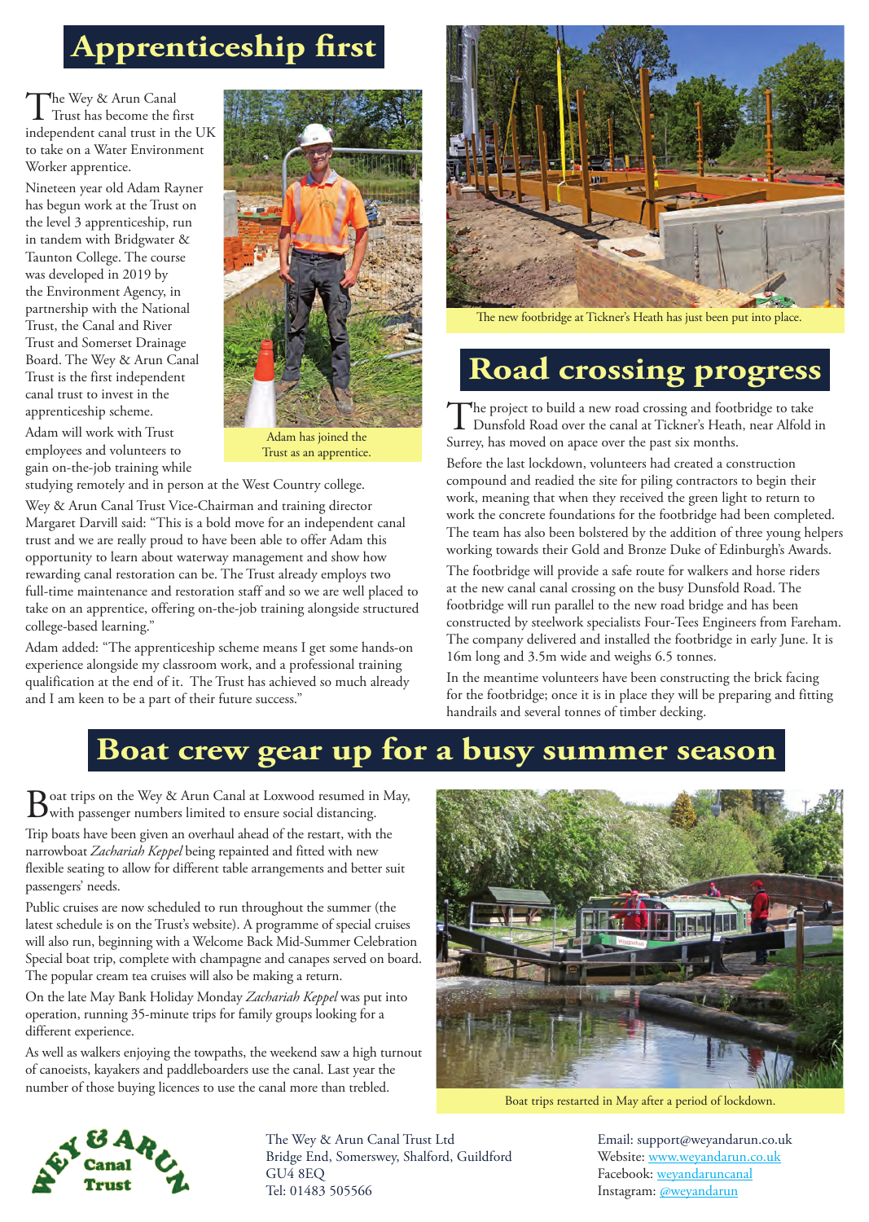# Apprenticeship first

The Wey & Arun Canal Trust has become the first independent canal trust in the UK to take on a Water Environment Worker apprentice.

Nineteen year old Adam Rayner has begun work at the Trust on the level 3 apprenticeship, run in tandem with Bridgwater & Taunton College. The course was developed in 2019 by the Environment Agency, in partnership with the National Trust, the Canal and River Trust and Somerset Drainage Board. The Wey & Arun Canal Trust is the first independent canal trust to invest in the apprenticeship scheme.

Adam will work with Trust employees and volunteers to gain on-the-job training while studying remotely and in person at the West Country college.

Adam has joined the Trust as an apprentice.

Wey & Arun Canal Trust Vice-Chairman and training director Margaret Darvill said: "This is a bold move for an independent canal trust and we are really proud to have been able to offer Adam this opportunity to learn about waterway management and show how rewarding canal restoration can be. The Trust already employs two full-time maintenance and restoration staff and so we are well placed to take on an apprentice, offering on-the-job training alongside structured college-based learning."

Adam added: "The apprenticeship scheme means I get some hands-on experience alongside my classroom work, and a professional training qualification at the end of it. The Trust has achieved so much already and I am keen to be a part of their future success."

The new footbridge at Tickner's Heath has just been put into place.

# Road crossing progress

The project to build a new road crossing and footbridge to take Dunsfold Road over the canal at Tickner's Heath, near Alfold in Surrey, has moved on apace over the past six months.

Before the last lockdown, volunteers had created a construction compound and readied the site for piling contractors to begin their work, meaning that when they received the green light to return to work the concrete foundations for the footbridge had been completed. The team has also been bolstered by the addition of three young helpers working towards their Gold and Bronze Duke of Edinburgh's Awards.

The footbridge will provide a safe route for walkers and horse riders at the new canal canal crossing on the busy Dunsfold Road. The footbridge will run parallel to the new road bridge and has been constructed by steelwork specialists Four-Tees Engineers from Fareham. The company delivered and installed the footbridge in early June. It is 16m long and 3.5m wide and weighs 6.5 tonnes.

In the meantime volunteers have been constructing the brick facing for the footbridge; once it is in place they will be preparing and fitting handrails and several tonnes of timber decking.

# Boat crew gear up for a busy summer season

Boat trips on the Wey & Arun Canal at Loxwood resumed in May, with passenger numbers limited to ensure social distancing.

Trip boats have been given an overhaul ahead of the restart, with the narrowboat *Zachariah Keppel* being repainted and fitted with new flexible seating to allow for different table arrangements and better suit passengers' needs.

Public cruises are now scheduled to run throughout the summer (the latest schedule is on the Trust's website). A programme of special cruises will also run, beginning with a Welcome Back Mid-Summer Celebration Special boat trip, complete with champagne and canapes served on board. The popular cream tea cruises will also be making a return.

On the late May Bank Holiday Monday *Zachariah Keppel* was put into operation, running 35-minute trips for family groups looking for a different experience.

As well as walkers enjoying the towpaths, the weekend saw a high turnout of canoeists, kayakers and paddleboarders use the canal. Last year the number of those buying licences to use the canal more than trebled.

Boat trips restarted in May after a period of lockdown.

The Wey & Arun Canal Trust Ltd
Bridge End, Somerswey, Shalford, Guildford
GU4 8EQ
Tel: 01483 505566

Email: support@weyandarun.co.uk
Website: www.weyandarun.co.uk
Facebook: weyandaruncanal
Instagram: @weyandarun